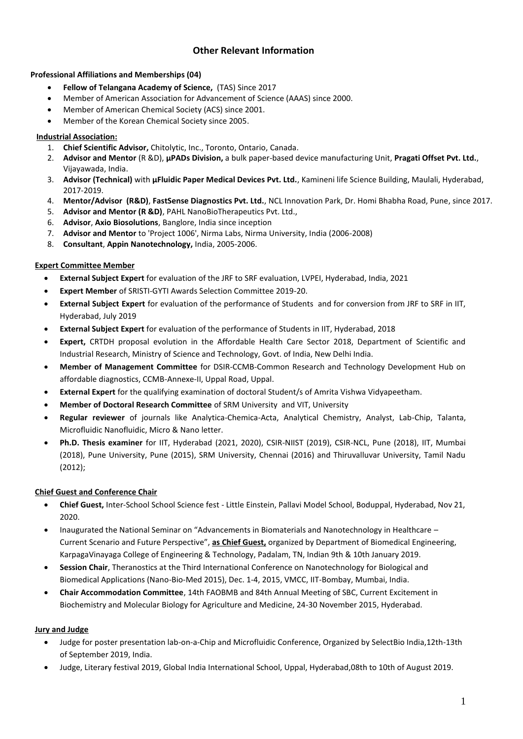# Other Relevant Information

**Professional Affiliations and Memberships (04)**

- **Fellow of Telangana Academy of Science,** (TAS) Since 2017
- Member of American Association for Advancement of Science (AAAS) since 2000.
- Member of American Chemical Society (ACS) since 2001.
- Member of the Korean Chemical Society since 2005.

**Industrial Association:**

1. **Chief Scientific Advisor,** Chitolytic, Inc., Toronto, Ontario, Canada.
2. **Advisor and Mentor** (R &D), **µPADs Division,** a bulk paper-based device manufacturing Unit, **Pragati Offset Pvt. Ltd.**, Vijayawada, India.
3. **Advisor (Technical)** with **µFluidic Paper Medical Devices Pvt. Ltd.**, Kamineni life Science Building, Maulali, Hyderabad, 2017-2019.
4. **Mentor/Advisor (R&D)**, **FastSense Diagnostics Pvt. Ltd.**, NCL Innovation Park, Dr. Homi Bhabha Road, Pune, since 2017.
5. **Advisor and Mentor (R &D)**, PAHL NanoBioTherapeutics Pvt. Ltd.,
6. **Advisor**, **Axio Biosolutions**, Banglore, India since inception
7. **Advisor and Mentor** to 'Project 1006', Nirma Labs, Nirma University, India (2006-2008)
8. **Consultant**, **Appin Nanotechnology,** India, 2005-2006.

**Expert Committee Member**

- **External Subject Expert** for evaluation of the JRF to SRF evaluation, LVPEI, Hyderabad, India, 2021
- **Expert Member** of SRISTI-GYTI Awards Selection Committee 2019-20.
- **External Subject Expert** for evaluation of the performance of Students and for conversion from JRF to SRF in IIT, Hyderabad, July 2019
- **External Subject Expert** for evaluation of the performance of Students in IIT, Hyderabad, 2018
- **Expert,** CRTDH proposal evolution in the Affordable Health Care Sector 2018, Department of Scientific and Industrial Research, Ministry of Science and Technology, Govt. of India, New Delhi India.
- **Member of Management Committee** for DSIR-CCMB-Common Research and Technology Development Hub on affordable diagnostics, CCMB-Annexe-II, Uppal Road, Uppal.
- **External Expert** for the qualifying examination of doctoral Student/s of Amrita Vishwa Vidyapeetham.
- **Member of Doctoral Research Committee** of SRM University and VIT, University
- **Regular reviewer** of journals like Analytica-Chemica-Acta, Analytical Chemistry, Analyst, Lab-Chip, Talanta, Microfluidic Nanofluidic, Micro & Nano letter.
- **Ph.D. Thesis examiner** for IIT, Hyderabad (2021, 2020), CSIR-NIIST (2019), CSIR-NCL, Pune (2018), IIT, Mumbai (2018), Pune University, Pune (2015), SRM University, Chennai (2016) and Thiruvalluvar University, Tamil Nadu (2012);

**Chief Guest and Conference Chair**

- **Chief Guest,** Inter-School School Science fest - Little Einstein, Pallavi Model School, Boduppal, Hyderabad, Nov 21, 2020.
- Inaugurated the National Seminar on "Advancements in Biomaterials and Nanotechnology in Healthcare – Current Scenario and Future Perspective", **as Chief Guest,** organized by Department of Biomedical Engineering, KarpagaVinayaga College of Engineering & Technology, Padalam, TN, Indian 9th & 10th January 2019.
- **Session Chair**, Theranostics at the Third International Conference on Nanotechnology for Biological and Biomedical Applications (Nano-Bio-Med 2015), Dec. 1-4, 2015, VMCC, IIT-Bombay, Mumbai, India.
- **Chair Accommodation Committee**, 14th FAOBMB and 84th Annual Meeting of SBC, Current Excitement in Biochemistry and Molecular Biology for Agriculture and Medicine, 24-30 November 2015, Hyderabad.

**Jury and Judge**

- Judge for poster presentation lab-on-a-Chip and Microfluidic Conference, Organized by SelectBio India,12th-13th of September 2019, India.
- Judge, Literary festival 2019, Global India International School, Uppal, Hyderabad,08th to 10th of August 2019.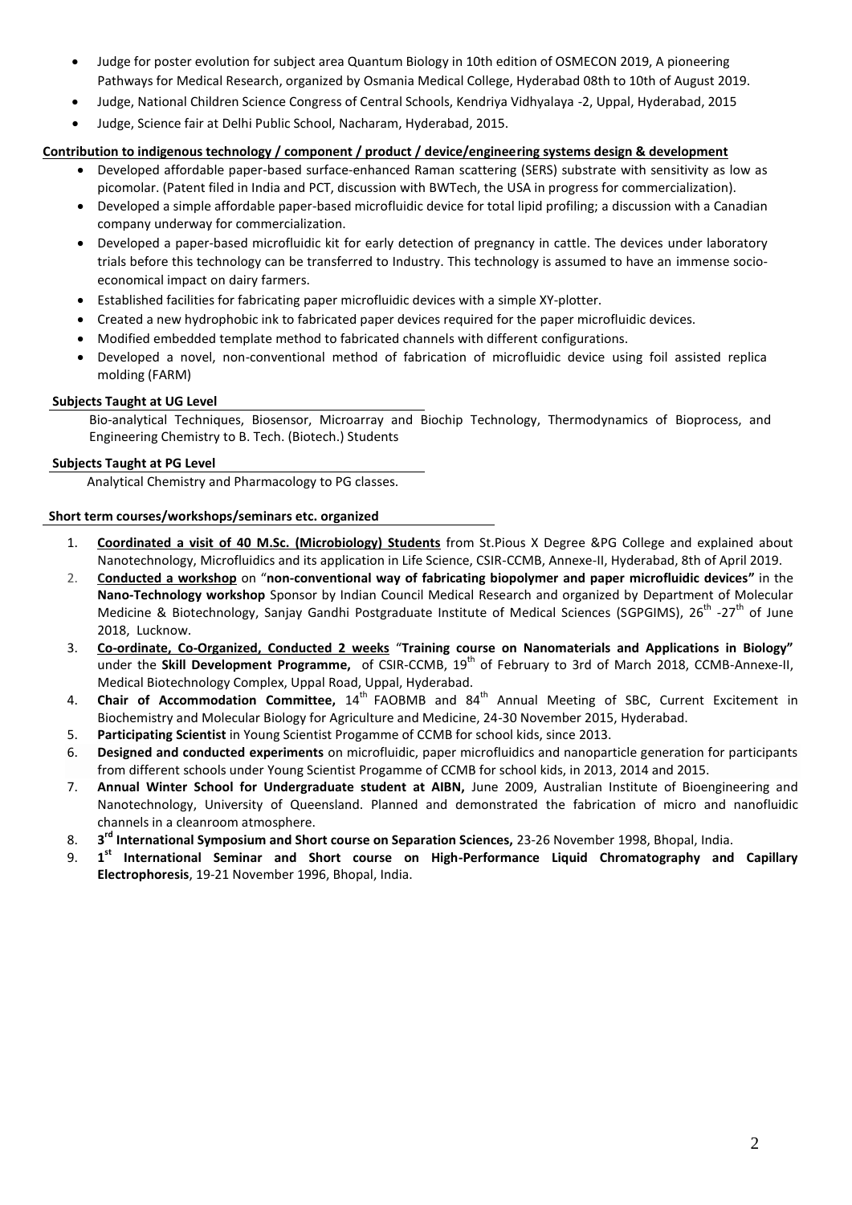- Judge for poster evolution for subject area Quantum Biology in 10th edition of OSMECON 2019, A pioneering Pathways for Medical Research, organized by Osmania Medical College, Hyderabad 08th to 10th of August 2019.
- Judge, National Children Science Congress of Central Schools, Kendriya Vidhyalaya -2, Uppal, Hyderabad, 2015
- Judge, Science fair at Delhi Public School, Nacharam, Hyderabad, 2015.

**Contribution to indigenous technology / component / product / device/engineering systems design & development**

- Developed affordable paper-based surface-enhanced Raman scattering (SERS) substrate with sensitivity as low as picomolar. (Patent filed in India and PCT, discussion with BWTech, the USA in progress for commercialization).
- Developed a simple affordable paper-based microfluidic device for total lipid profiling; a discussion with a Canadian company underway for commercialization.
- Developed a paper-based microfluidic kit for early detection of pregnancy in cattle. The devices under laboratory trials before this technology can be transferred to Industry. This technology is assumed to have an immense socio-economical impact on dairy farmers.
- Established facilities for fabricating paper microfluidic devices with a simple XY-plotter.
- Created a new hydrophobic ink to fabricated paper devices required for the paper microfluidic devices.
- Modified embedded template method to fabricated channels with different configurations.
- Developed a novel, non-conventional method of fabrication of microfluidic device using foil assisted replica molding (FARM)

**Subjects Taught at UG Level**

Bio-analytical Techniques, Biosensor, Microarray and Biochip Technology, Thermodynamics of Bioprocess, and Engineering Chemistry to B. Tech. (Biotech.) Students

**Subjects Taught at PG Level**

Analytical Chemistry and Pharmacology to PG classes.

**Short term courses/workshops/seminars etc. organized**

1. **Coordinated a visit of 40 M.Sc. (Microbiology) Students** from St.Pious X Degree &PG College and explained about Nanotechnology, Microfluidics and its application in Life Science, CSIR-CCMB, Annexe-II, Hyderabad, 8th of April 2019.
2. **Conducted a workshop** on "**non-conventional way of fabricating biopolymer and paper microfluidic devices"** in the **Nano-Technology workshop** Sponsor by Indian Council Medical Research and organized by Department of Molecular Medicine & Biotechnology, Sanjay Gandhi Postgraduate Institute of Medical Sciences (SGPGIMS), 26th -27th of June 2018, Lucknow.
3. **Co-ordinate, Co-Organized, Conducted 2 weeks** "**Training course on Nanomaterials and Applications in Biology"** under the **Skill Development Programme,** of CSIR-CCMB, 19th of February to 3rd of March 2018, CCMB-Annexe-II, Medical Biotechnology Complex, Uppal Road, Uppal, Hyderabad.
4. **Chair of Accommodation Committee,** 14th FAOBMB and 84th Annual Meeting of SBC, Current Excitement in Biochemistry and Molecular Biology for Agriculture and Medicine, 24-30 November 2015, Hyderabad.
5. **Participating Scientist** in Young Scientist Progamme of CCMB for school kids, since 2013.
6. **Designed and conducted experiments** on microfluidic, paper microfluidics and nanoparticle generation for participants from different schools under Young Scientist Progamme of CCMB for school kids, in 2013, 2014 and 2015.
7. **Annual Winter School for Undergraduate student at AIBN,** June 2009, Australian Institute of Bioengineering and Nanotechnology, University of Queensland. Planned and demonstrated the fabrication of micro and nanofluidic channels in a cleanroom atmosphere.
8. **3rd International Symposium and Short course on Separation Sciences,** 23-26 November 1998, Bhopal, India.
9. **1st International Seminar and Short course on High-Performance Liquid Chromatography and Capillary Electrophoresis**, 19-21 November 1996, Bhopal, India.